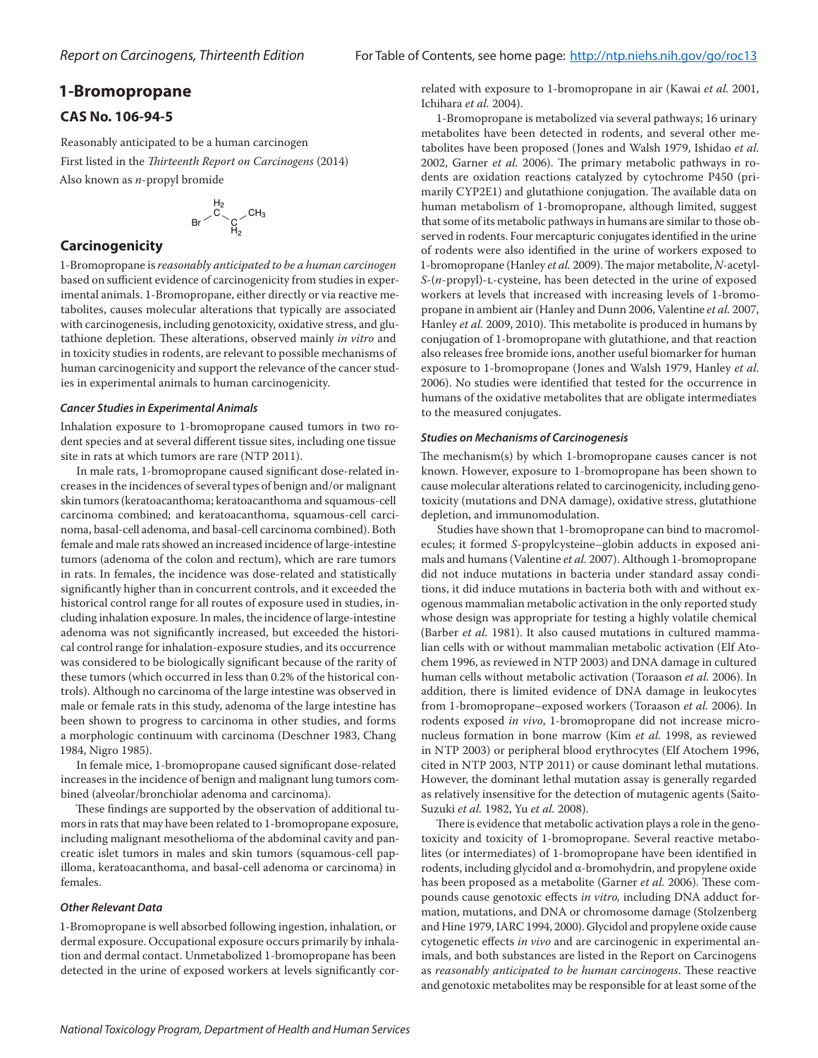# 1-Bromopropane

## CAS No. 106-94-5

Reasonably anticipated to be a human carcinogen

First listed in the *Thirteenth Report on Carcinogens* (2014)

Also known as *n*-propyl bromide

$Br-CH_2-CH_2-CH_3$

## Carcinogenicity

1-Bromopropane is *reasonably anticipated to be a human carcinogen* based on sufficient evidence of carcinogenicity from studies in experimental animals. 1-Bromopropane, either directly or via reactive metabolites, causes molecular alterations that typically are associated with carcinogenesis, including genotoxicity, oxidative stress, and glutathione depletion. These alterations, observed mainly *in vitro* and in toxicity studies in rodents, are relevant to possible mechanisms of human carcinogenicity and support the relevance of the cancer studies in experimental animals to human carcinogenicity.

### Cancer Studies in Experimental Animals

Inhalation exposure to 1-bromopropane caused tumors in two rodent species and at several different tissue sites, including one tissue site in rats at which tumors are rare (NTP 2011).

In male rats, 1-bromopropane caused significant dose-related increases in the incidences of several types of benign and/or malignant skin tumors (keratoacanthoma; keratoacanthoma and squamous-cell carcinoma combined; and keratoacanthoma, squamous-cell carcinoma, basal-cell adenoma, and basal-cell carcinoma combined). Both female and male rats showed an increased incidence of large-intestine tumors (adenoma of the colon and rectum), which are rare tumors in rats. In females, the incidence was dose-related and statistically significantly higher than in concurrent controls, and it exceeded the historical control range for all routes of exposure used in studies, including inhalation exposure. In males, the incidence of large-intestine adenoma was not significantly increased, but exceeded the historical control range for inhalation-exposure studies, and its occurrence was considered to be biologically significant because of the rarity of these tumors (which occurred in less than 0.2% of the historical controls). Although no carcinoma of the large intestine was observed in male or female rats in this study, adenoma of the large intestine has been shown to progress to carcinoma in other studies, and forms a morphologic continuum with carcinoma (Deschner 1983, Chang 1984, Nigro 1985).

In female mice, 1-bromopropane caused significant dose-related increases in the incidence of benign and malignant lung tumors combined (alveolar/bronchiolar adenoma and carcinoma).

These findings are supported by the observation of additional tumors in rats that may have been related to 1-bromopropane exposure, including malignant mesothelioma of the abdominal cavity and pancreatic islet tumors in males and skin tumors (squamous-cell papilloma, keratoacanthoma, and basal-cell adenoma or carcinoma) in females.

### Other Relevant Data

1-Bromopropane is well absorbed following ingestion, inhalation, or dermal exposure. Occupational exposure occurs primarily by inhalation and dermal contact. Unmetabolized 1-bromopropane has been detected in the urine of exposed workers at levels significantly correlated with exposure to 1-bromopropane in air (Kawai *et al.* 2001, Ichihara *et al.* 2004).

1-Bromopropane is metabolized via several pathways; 16 urinary metabolites have been detected in rodents, and several other metabolites have been proposed (Jones and Walsh 1979, Ishidao *et al.* 2002, Garner *et al.* 2006). The primary metabolic pathways in rodents are oxidation reactions catalyzed by cytochrome P450 (primarily CYP2E1) and glutathione conjugation. The available data on human metabolism of 1-bromopropane, although limited, suggest that some of its metabolic pathways in humans are similar to those observed in rodents. Four mercapturic conjugates identified in the urine of rodents were also identified in the urine of workers exposed to 1-bromopropane (Hanley *et al.* 2009). The major metabolite, *N*-acetyl-*S*-(*n*-propyl)-L-cysteine, has been detected in the urine of exposed workers at levels that increased with increasing levels of 1-bromopropane in ambient air (Hanley and Dunn 2006, Valentine *et al.* 2007, Hanley *et al.* 2009, 2010). This metabolite is produced in humans by conjugation of 1-bromopropane with glutathione, and that reaction also releases free bromide ions, another useful biomarker for human exposure to 1-bromopropane (Jones and Walsh 1979, Hanley *et al.* 2006). No studies were identified that tested for the occurrence in humans of the oxidative metabolites that are obligate intermediates to the measured conjugates.

### Studies on Mechanisms of Carcinogenesis

The mechanism(s) by which 1-bromopropane causes cancer is not known. However, exposure to 1-bromopropane has been shown to cause molecular alterations related to carcinogenicity, including genotoxicity (mutations and DNA damage), oxidative stress, glutathione depletion, and immunomodulation.

Studies have shown that 1-bromopropane can bind to macromolecules; it formed *S*-propylcysteine–globin adducts in exposed animals and humans (Valentine *et al.* 2007). Although 1-bromopropane did not induce mutations in bacteria under standard assay conditions, it did induce mutations in bacteria both with and without exogenous mammalian metabolic activation in the only reported study whose design was appropriate for testing a highly volatile chemical (Barber *et al.* 1981). It also caused mutations in cultured mammalian cells with or without mammalian metabolic activation (Elf Atochem 1996, as reviewed in NTP 2003) and DNA damage in cultured human cells without metabolic activation (Toraason *et al.* 2006). In addition, there is limited evidence of DNA damage in leukocytes from 1-bromopropane–exposed workers (Toraason *et al.* 2006). In rodents exposed *in vivo*, 1-bromopropane did not increase micronucleus formation in bone marrow (Kim *et al.* 1998, as reviewed in NTP 2003) or peripheral blood erythrocytes (Elf Atochem 1996, cited in NTP 2003, NTP 2011) or cause dominant lethal mutations. However, the dominant lethal mutation assay is generally regarded as relatively insensitive for the detection of mutagenic agents (Saito-Suzuki *et al.* 1982, Yu *et al.* 2008).

There is evidence that metabolic activation plays a role in the genotoxicity and toxicity of 1-bromopropane. Several reactive metabolites (or intermediates) of 1-bromopropane have been identified in rodents, including glycidol and α-bromohydrin, and propylene oxide has been proposed as a metabolite (Garner *et al.* 2006). These compounds cause genotoxic effects *in vitro,* including DNA adduct formation, mutations, and DNA or chromosome damage (Stolzenberg and Hine 1979, IARC 1994, 2000). Glycidol and propylene oxide cause cytogenetic effects *in vivo* and are carcinogenic in experimental animals, and both substances are listed in the Report on Carcinogens as *reasonably anticipated to be human carcinogens.* These reactive and genotoxic metabolites may be responsible for at least some of the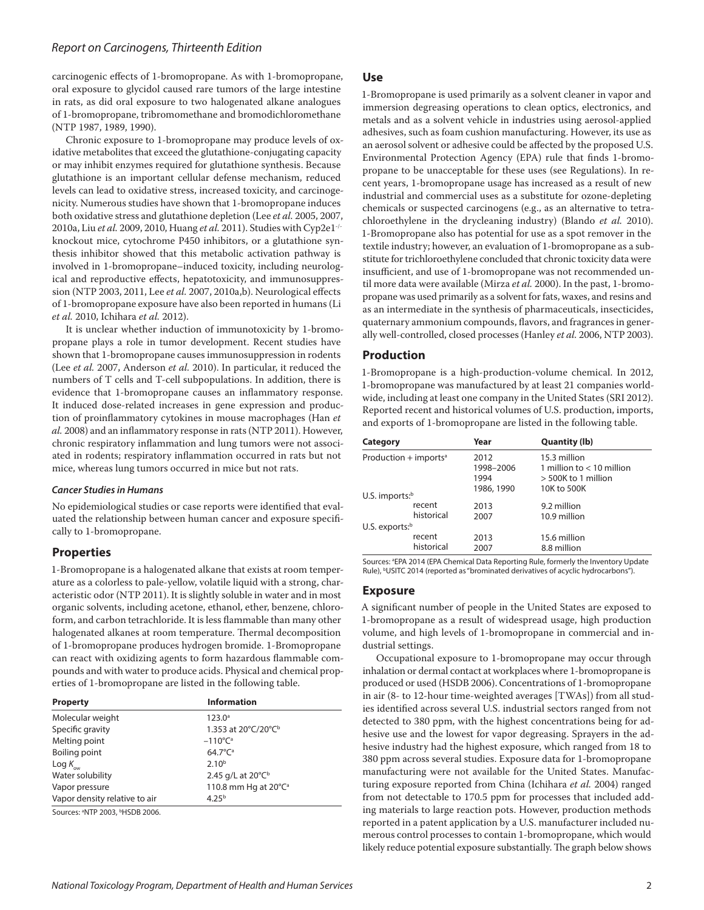carcinogenic effects of 1-bromopropane. As with 1-bromopropane, oral exposure to glycidol caused rare tumors of the large intestine in rats, as did oral exposure to two halogenated alkane analogues of 1-bromopropane, tribromomethane and bromodichloromethane (NTP 1987, 1989, 1990).

Chronic exposure to 1-bromopropane may produce levels of oxidative metabolites that exceed the glutathione-conjugating capacity or may inhibit enzymes required for glutathione synthesis. Because glutathione is an important cellular defense mechanism, reduced levels can lead to oxidative stress, increased toxicity, and carcinogenicity. Numerous studies have shown that 1-bromopropane induces both oxidative stress and glutathione depletion (Lee *et al.* 2005, 2007, 2010a, Liu *et al.* 2009, 2010, Huang *et al.* 2011). Studies with Cyp2e1$^{-/-}$ knockout mice, cytochrome P450 inhibitors, or a glutathione synthesis inhibitor showed that this metabolic activation pathway is involved in 1-bromopropane–induced toxicity, including neurological and reproductive effects, hepatotoxicity, and immunosuppression (NTP 2003, 2011, Lee *et al.* 2007, 2010a,b). Neurological effects of 1-bromopropane exposure have also been reported in humans (Li *et al.* 2010, Ichihara *et al.* 2012).

It is unclear whether induction of immunotoxicity by 1-bromopropane plays a role in tumor development. Recent studies have shown that 1-bromopropane causes immunosuppression in rodents (Lee *et al.* 2007, Anderson *et al.* 2010). In particular, it reduced the numbers of T cells and T-cell subpopulations. In addition, there is evidence that 1-bromopropane causes an inflammatory response. It induced dose-related increases in gene expression and production of proinflammatory cytokines in mouse macrophages (Han *et al.* 2008) and an inflammatory response in rats (NTP 2011). However, chronic respiratory inflammation and lung tumors were not associated in rodents; respiratory inflammation occurred in rats but not mice, whereas lung tumors occurred in mice but not rats.

#### *Cancer Studies in Humans*

No epidemiological studies or case reports were identified that evaluated the relationship between human cancer and exposure specifically to 1-bromopropane.

## Properties

1-Bromopropane is a halogenated alkane that exists at room temperature as a colorless to pale-yellow, volatile liquid with a strong, characteristic odor (NTP 2011). It is slightly soluble in water and in most organic solvents, including acetone, ethanol, ether, benzene, chloroform, and carbon tetrachloride. It is less flammable than many other halogenated alkanes at room temperature. Thermal decomposition of 1-bromopropane produces hydrogen bromide. 1-Bromopropane can react with oxidizing agents to form hazardous flammable compounds and with water to produce acids. Physical and chemical properties of 1-bromopropane are listed in the following table.

| Property | Information |
|---|---|
| Molecular weight | 123.0[a] |
| Specific gravity | 1.353 at 20°C/20°C[b] |
| Melting point | –110°C[a] |
| Boiling point | 64.7°C[a] |
| Log $K_{ow}$ | 2.10[b] |
| Water solubility | 2.45 g/L at 20°C[b] |
| Vapor pressure | 110.8 mm Hg at 20°C[a] |
| Vapor density relative to air | 4.25[b] |

Sources: [a]NTP 2003, [b]HSDB 2006.

## Use

1-Bromopropane is used primarily as a solvent cleaner in vapor and immersion degreasing operations to clean optics, electronics, and metals and as a solvent vehicle in industries using aerosol-applied adhesives, such as foam cushion manufacturing. However, its use as an aerosol solvent or adhesive could be affected by the proposed U.S. Environmental Protection Agency (EPA) rule that finds 1-bromopropane to be unacceptable for these uses (see Regulations). In recent years, 1-bromopropane usage has increased as a result of new industrial and commercial uses as a substitute for ozone-depleting chemicals or suspected carcinogens (e.g., as an alternative to tetrachloroethylene in the drycleaning industry) (Blando *et al.* 2010). 1-Bromopropane also has potential for use as a spot remover in the textile industry; however, an evaluation of 1-bromopropane as a substitute for trichloroethylene concluded that chronic toxicity data were insufficient, and use of 1-bromopropane was not recommended until more data were available (Mirza *et al.* 2000). In the past, 1-bromopropane was used primarily as a solvent for fats, waxes, and resins and as an intermediate in the synthesis of pharmaceuticals, insecticides, quaternary ammonium compounds, flavors, and fragrances in generally well-controlled, closed processes (Hanley *et al.* 2006, NTP 2003).

## Production

1-Bromopropane is a high-production-volume chemical. In 2012, 1-bromopropane was manufactured by at least 21 companies worldwide, including at least one company in the United States (SRI 2012). Reported recent and historical volumes of U.S. production, imports, and exports of 1-bromopropane are listed in the following table.

| Category | Year | Quantity (lb) |
|---|---|---|
| Production + imports[a] | 2012 | 15.3 million |
| | 1998–2006 | 1 million to < 10 million |
| | 1994 | > 500K to 1 million |
| | 1986, 1990 | 10K to 500K |
| U.S. imports:[b] | | |
| recent | 2013 | 9.2 million |
| historical | 2007 | 10.9 million |
| U.S. exports:[b] | | |
| recent | 2013 | 15.6 million |
| historical | 2007 | 8.8 million |

Sources: [a]EPA 2014 (EPA Chemical Data Reporting Rule, formerly the Inventory Update Rule), [b]USITC 2014 (reported as "brominated derivatives of acyclic hydrocarbons").

## Exposure

A significant number of people in the United States are exposed to 1-bromopropane as a result of widespread usage, high production volume, and high levels of 1-bromopropane in commercial and industrial settings.

Occupational exposure to 1-bromopropane may occur through inhalation or dermal contact at workplaces where 1-bromopropane is produced or used (HSDB 2006). Concentrations of 1-bromopropane in air (8- to 12-hour time-weighted averages [TWAs]) from all studies identified across several U.S. industrial sectors ranged from not detected to 380 ppm, with the highest concentrations being for adhesive use and the lowest for vapor degreasing. Sprayers in the adhesive industry had the highest exposure, which ranged from 18 to 380 ppm across several studies. Exposure data for 1-bromopropane manufacturing were not available for the United States. Manufacturing exposure reported from China (Ichihara *et al.* 2004) ranged from not detectable to 170.5 ppm for processes that included adding materials to large reaction pots. However, production methods reported in a patent application by a U.S. manufacturer included numerous control processes to contain 1-bromopropane, which would likely reduce potential exposure substantially. The graph below shows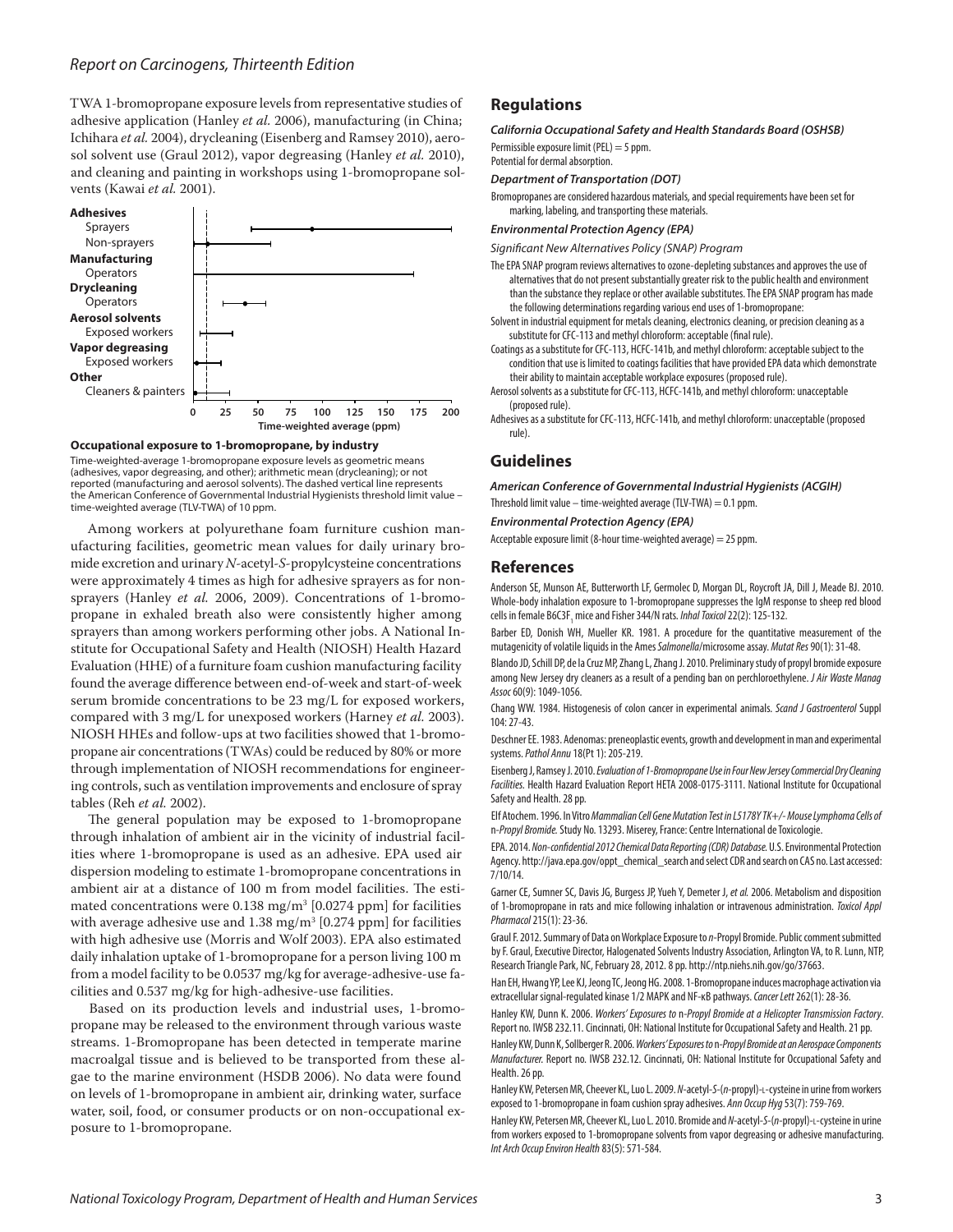TWA 1-bromopropane exposure levels from representative studies of adhesive application (Hanley *et al.* 2006), manufacturing (in China; Ichihara *et al.* 2004), drycleaning (Eisenberg and Ramsey 2010), aerosol solvent use (Graul 2012), vapor degreasing (Hanley *et al.* 2010), and cleaning and painting in workshops using 1-bromopropane solvents (Kawai *et al.* 2001).

**Occupational exposure to 1-bromopropane, by industry**

Time-weighted-average 1-bromopropane exposure levels as geometric means (adhesives, vapor degreasing, and other); arithmetic mean (drycleaning); or not reported (manufacturing and aerosol solvents). The dashed vertical line represents the American Conference of Governmental Industrial Hygienists threshold limit value – time-weighted average (TLV-TWA) of 10 ppm.

Among workers at polyurethane foam furniture cushion manufacturing facilities, geometric mean values for daily urinary bromide excretion and urinary *N*-acetyl-*S*-propylcysteine concentrations were approximately 4 times as high for adhesive sprayers as for non-sprayers (Hanley *et al.* 2006, 2009). Concentrations of 1-bromopropane in exhaled breath also were consistently higher among sprayers than among workers performing other jobs. A National Institute for Occupational Safety and Health (NIOSH) Health Hazard Evaluation (HHE) of a furniture foam cushion manufacturing facility found the average difference between end-of-week and start-of-week serum bromide concentrations to be 23 mg/L for exposed workers, compared with 3 mg/L for unexposed workers (Harney *et al.* 2003). NIOSH HHEs and follow-ups at two facilities showed that 1-bromopropane air concentrations (TWAs) could be reduced by 80% or more through implementation of NIOSH recommendations for engineering controls, such as ventilation improvements and enclosure of spray tables (Reh *et al.* 2002).

The general population may be exposed to 1-bromopropane through inhalation of ambient air in the vicinity of industrial facilities where 1-bromopropane is used as an adhesive. EPA used air dispersion modeling to estimate 1-bromopropane concentrations in ambient air at a distance of 100 m from model facilities. The estimated concentrations were 0.138 mg/m$^3$ [0.0274 ppm] for facilities with average adhesive use and 1.38 mg/m$^3$ [0.274 ppm] for facilities with high adhesive use (Morris and Wolf 2003). EPA also estimated daily inhalation uptake of 1-bromopropane for a person living 100 m from a model facility to be 0.0537 mg/kg for average-adhesive-use facilities and 0.537 mg/kg for high-adhesive-use facilities.

Based on its production levels and industrial uses, 1-bromopropane may be released to the environment through various waste streams. 1-Bromopropane has been detected in temperate marine macroalgal tissue and is believed to be transported from these algae to the marine environment (HSDB 2006). No data were found on levels of 1-bromopropane in ambient air, drinking water, surface water, soil, food, or consumer products or on non-occupational exposure to 1-bromopropane.

## Regulations

***California Occupational Safety and Health Standards Board (OSHSB)***

Permissible exposure limit (PEL) = 5 ppm.
Potential for dermal absorption.

***Department of Transportation (DOT)***

Bromopropanes are considered hazardous materials, and special requirements have been set for marking, labeling, and transporting these materials.

***Environmental Protection Agency (EPA)***

*Significant New Alternatives Policy (SNAP) Program*

The EPA SNAP program reviews alternatives to ozone-depleting substances and approves the use of alternatives that do not present substantially greater risk to the public health and environment than the substance they replace or other available substitutes. The EPA SNAP program has made the following determinations regarding various end uses of 1-bromopropane:

Solvent in industrial equipment for metals cleaning, electronics cleaning, or precision cleaning as a substitute for CFC-113 and methyl chloroform: acceptable (final rule).

Coatings as a substitute for CFC-113, HCFC-141b, and methyl chloroform: acceptable subject to the condition that use is limited to coatings facilities that have provided EPA data which demonstrate their ability to maintain acceptable workplace exposures (proposed rule).

Aerosol solvents as a substitute for CFC-113, HCFC-141b, and methyl chloroform: unacceptable (proposed rule).

Adhesives as a substitute for CFC-113, HCFC-141b, and methyl chloroform: unacceptable (proposed rule).

## Guidelines

***American Conference of Governmental Industrial Hygienists (ACGIH)***

Threshold limit value – time-weighted average (TLV-TWA) = 0.1 ppm.

***Environmental Protection Agency (EPA)***

Acceptable exposure limit (8-hour time-weighted average) = 25 ppm.

## References

Anderson SE, Munson AE, Butterworth LF, Germolec D, Morgan DL, Roycroft JA, Dill J, Meade BJ. 2010. Whole-body inhalation exposure to 1-bromopropane suppresses the IgM response to sheep red blood cells in female B6C3F$_1$ mice and Fisher 344/N rats. *Inhal Toxicol* 22(2): 125-132.

Barber ED, Donish WH, Mueller KR. 1981. A procedure for the quantitative measurement of the mutagenicity of volatile liquids in the Ames *Salmonella*/microsome assay. *Mutat Res* 90(1): 31-48.

Blando JD, Schill DP, de la Cruz MP, Zhang L, Zhang J. 2010. Preliminary study of propyl bromide exposure among New Jersey dry cleaners as a result of a pending ban on perchloroethylene. *J Air Waste Manag Assoc* 60(9): 1049-1056.

Chang WW. 1984. Histogenesis of colon cancer in experimental animals. *Scand J Gastroenterol* Suppl 104: 27-43.

Deschner EE. 1983. Adenomas: preneoplastic events, growth and development in man and experimental systems. *Pathol Annu* 18(Pt 1): 205-219.

Eisenberg J, Ramsey J. 2010. *Evaluation of 1-Bromopropane Use in Four New Jersey Commercial Dry Cleaning Facilities.* Health Hazard Evaluation Report HETA 2008-0175-3111. National Institute for Occupational Safety and Health. 28 pp.

Elf Atochem. 1996. In Vitro *Mammalian Cell Gene Mutation Test in L5178Y TK+/- Mouse Lymphoma Cells of* n*-Propyl Bromide.* Study No. 13293. Miserey, France: Centre International de Toxicologie.

EPA. 2014. *Non-confidential 2012 Chemical Data Reporting (CDR) Database.* U.S. Environmental Protection Agency. http://java.epa.gov/oppt_chemical_search and select CDR and search on CAS no. Last accessed: 7/10/14.

Garner CE, Sumner SC, Davis JG, Burgess JP, Yueh Y, Demeter J, *et al.* 2006. Metabolism and disposition of 1-bromopropane in rats and mice following inhalation or intravenous administration. *Toxicol Appl Pharmacol* 215(1): 23-36.

Graul F. 2012. Summary of Data on Workplace Exposure to *n*-Propyl Bromide. Public comment submitted by F. Graul, Executive Director, Halogenated Solvents Industry Association, Arlington VA, to R. Lunn, NTP, Research Triangle Park, NC, February 28, 2012. 8 pp. http://ntp.niehs.nih.gov/go/37663.

Han EH, Hwang YP, Lee KJ, Jeong TC, Jeong HG. 2008. 1-Bromopropane induces macrophage activation via extracellular signal-regulated kinase 1/2 MAPK and NF-κB pathways. *Cancer Lett* 262(1): 28-36.

Hanley KW, Dunn K. 2006. *Workers' Exposures to* n*-Propyl Bromide at a Helicopter Transmission Factory*. Report no. IWSB 232.11. Cincinnati, OH: National Institute for Occupational Safety and Health. 21 pp.

Hanley KW, Dunn K, Sollberger R. 2006. *Workers' Exposures to* n*-Propyl Bromide at an Aerospace Components Manufacturer.* Report no. IWSB 232.12. Cincinnati, OH: National Institute for Occupational Safety and Health. 26 pp.

Hanley KW, Petersen MR, Cheever KL, Luo L. 2009. *N*-acetyl-*S*-(*n*-propyl)-L-cysteine in urine from workers exposed to 1-bromopropane in foam cushion spray adhesives. *Ann Occup Hyg* 53(7): 759-769.

Hanley KW, Petersen MR, Cheever KL, Luo L. 2010. Bromide and *N*-acetyl-*S*-(*n*-propyl)-L-cysteine in urine from workers exposed to 1-bromopropane solvents from vapor degreasing or adhesive manufacturing. *Int Arch Occup Environ Health* 83(5): 571-584.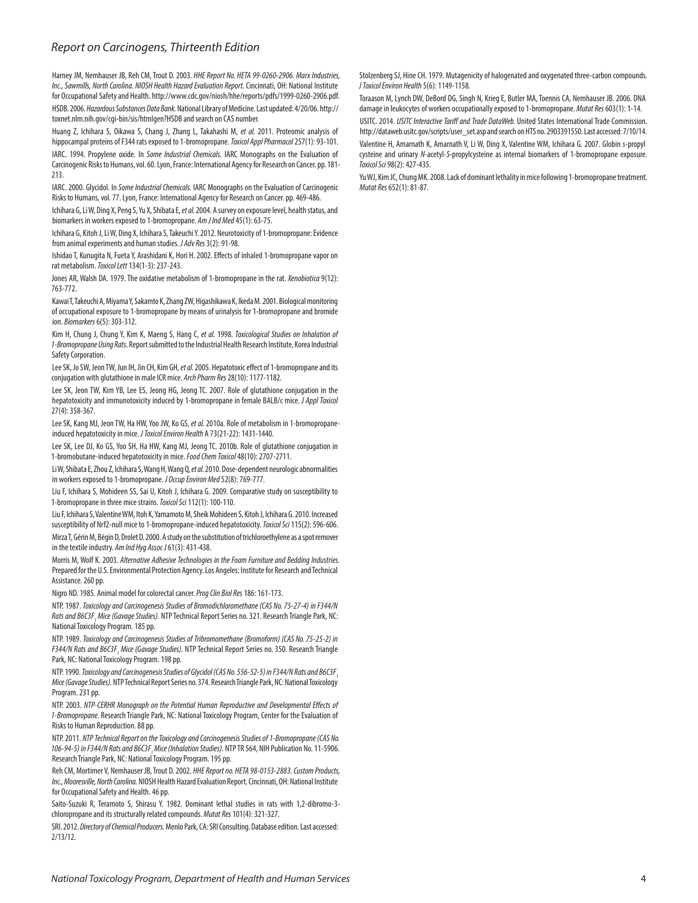Harney JM, Nemhauser JB, Reh CM, Trout D. 2003. *HHE Report No. HETA 99-0260-2906. Marx Industries, Inc., Sawmills, North Carolina. NIOSH Health Hazard Evaluation Report.* Cincinnati, OH: National Institute for Occupational Safety and Health. http://www.cdc.gov/niosh/hhe/reports/pdfs/1999-0260-2906.pdf.

HSDB. 2006. *Hazardous Substances Data Bank.* National Library of Medicine. Last updated: 4/20/06. http://toxnet.nlm.nih.gov/cgi-bin/sis/htmlgen?HSDB and search on CAS number.

Huang Z, Ichihara S, Oikawa S, Chang J, Zhang L, Takahashi M, *et al.* 2011. Proteomic analysis of hippocampal proteins of F344 rats exposed to 1-bromopropane. *Toxicol Appl Pharmacol* 257(1): 93-101.

IARC. 1994. Propylene oxide. In *Some Industrial Chemicals.* IARC Monographs on the Evaluation of Carcinogenic Risks to Humans, vol. 60. Lyon, France: International Agency for Research on Cancer. pp. 181-213.

IARC. 2000. Glycidol. In *Some Industrial Chemicals.* IARC Monographs on the Evaluation of Carcinogenic Risks to Humans, vol. 77. Lyon, France: International Agency for Research on Cancer. pp. 469-486.

Ichihara G, Li W, Ding X, Peng S, Yu X, Shibata E, *et al.* 2004. A survey on exposure level, health status, and biomarkers in workers exposed to 1-bromopropane. *Am J Ind Med* 45(1): 63-75.

Ichihara G, Kitoh J, Li W, Ding X, Ichihara S, Takeuchi Y. 2012. Neurotoxicity of 1-bromopropane: Evidence from animal experiments and human studies. *J Adv Res* 3(2): 91-98.

Ishidao T, Kunugita N, Fueta Y, Arashidani K, Hori H. 2002. Effects of inhaled 1-bromopropane vapor on rat metabolism. *Toxicol Lett* 134(1-3): 237-243.

Jones AR, Walsh DA. 1979. The oxidative metabolism of 1-bromopropane in the rat. *Xenobiotica* 9(12): 763-772.

Kawai T, Takeuchi A, Miyama Y, Sakamoto K, Zhang ZW, Higashikawa K, Ikeda M. 2001. Biological monitoring of occupational exposure to 1-bromopropane by means of urinalysis for 1-bromopropane and bromide ion. *Biomarkers* 6(5): 303-312.

Kim H, Chung J, Chung Y, Kim K, Maeng S, Hang C, *et al.* 1998. *Toxicological Studies on Inhalation of 1-Bromopropane Using Rats*. Report submitted to the Industrial Health Research Institute, Korea Industrial Safety Corporation.

Lee SK, Jo SW, Jeon TW, Jun IH, Jin CH, Kim GH, *et al.* 2005. Hepatotoxic effect of 1-bromopropane and its conjugation with glutathione in male ICR mice. *Arch Pharm Res* 28(10): 1177-1182.

Lee SK, Jeon TW, Kim YB, Lee ES, Jeong HG, Jeong TC. 2007. Role of glutathione conjugation in the hepatotoxicity and immunotoxicity induced by 1-bromopropane in female BALB/c mice. *J Appl Toxicol* 27(4): 358-367.

Lee SK, Kang MJ, Jeon TW, Ha HW, Yoo JW, Ko GS, *et al.* 2010a. Role of metabolism in 1-bromopropane-induced hepatotoxicity in mice. *J Toxicol Environ Health* A 73(21-22): 1431-1440.

Lee SK, Lee DJ, Ko GS, Yoo SH, Ha HW, Kang MJ, Jeong TC. 2010b. Role of glutathione conjugation in 1-bromobutane-induced hepatotoxicity in mice. *Food Chem Toxicol* 48(10): 2707-2711.

Li W, Shibata E, Zhou Z, Ichihara S, Wang H, Wang Q, *et al.* 2010. Dose-dependent neurologic abnormalities in workers exposed to 1-bromopropane. *J Occup Environ Med* 52(8): 769-777.

Liu F, Ichihara S, Mohideen SS, Sai U, Kitoh J, Ichihara G. 2009. Comparative study on susceptibility to 1-bromopropane in three mice strains. *Toxicol Sci* 112(1): 100-110.

Liu F, Ichihara S, Valentine WM, Itoh K, Yamamoto M, Sheik Mohideen S, Kitoh J, Ichihara G. 2010. Increased susceptibility of Nrf2-null mice to 1-bromopropane-induced hepatotoxicity. *Toxicol Sci* 115(2): 596-606.

Mirza T, Gérin M, Bégin D, Drolet D. 2000. A study on the substitution of trichloroethylene as a spot remover in the textile industry. *Am Ind Hyg Assoc J* 61(3): 431-438.

Morris M, Wolf K. 2003. *Alternative Adhesive Technologies in the Foam Furniture and Bedding Industries*. Prepared for the U.S. Environmental Protection Agency. Los Angeles: Institute for Research and Technical Assistance. 260 pp.

Nigro ND. 1985. Animal model for colorectal cancer. *Prog Clin Biol Res* 186: 161-173.

NTP. 1987. *Toxicology and Carcinogenesis Studies of Bromodichloromethane (CAS No. 75-27-4) in F344/N Rats and B6C3F$_1$ Mice (Gavage Studies).* NTP Technical Report Series no. 321. Research Triangle Park, NC: National Toxicology Program. 185 pp.

NTP. 1989. *Toxicology and Carcinogenesis Studies of Tribromomethane (Bromoform) (CAS No. 75-25-2) in F344/N Rats and B6C3F$_1$ Mice (Gavage Studies).* NTP Technical Report Series no. 350. Research Triangle Park, NC: National Toxicology Program. 198 pp.

NTP. 1990. *Toxicology and Carcinogenesis Studies of Glycidol (CAS No. 556-52-5) in F344/N Rats and B6C3F$_1$ Mice (Gavage Studies)*. NTP Technical Report Series no. 374. Research Triangle Park, NC: National Toxicology Program. 231 pp.

NTP. 2003. *NTP-CERHR Monograph on the Potential Human Reproductive and Developmental Effects of 1-Bromopropane.* Research Triangle Park, NC: National Toxicology Program, Center for the Evaluation of Risks to Human Reproduction. 88 pp.

NTP. 2011. *NTP Technical Report on the Toxicology and Carcinogenesis Studies of 1-Bromopropane (CAS No. 106-94-5) in F344/N Rats and B6C3F$_1$ Mice (Inhalation Studies).* NTP TR 564, NIH Publication No. 11-5906. Research Triangle Park, NC: National Toxicology Program. 195 pp.

Reh CM, Mortimer V, Nemhauser JB, Trout D. 2002. *HHE Report no. HETA 98-0153-2883. Custom Products, Inc., Mooresville, North Carolina.* NIOSH Health Hazard Evaluation Report. Cincinnati, OH: National Institute for Occupational Safety and Health. 46 pp.

Saito-Suzuki R, Teramoto S, Shirasu Y. 1982. Dominant lethal studies in rats with 1,2-dibromo-3-chloropropane and its structurally related compounds. *Mutat Res* 101(4): 321-327.

SRI. 2012. *Directory of Chemical Producers.* Menlo Park, CA: SRI Consulting. Database edition. Last accessed: 2/13/12.

Stolzenberg SJ, Hine CH. 1979. Mutagenicity of halogenated and oxygenated three-carbon compounds. *J Toxicol Environ Health* 5(6): 1149-1158.

Toraason M, Lynch DW, DeBord DG, Singh N, Krieg E, Butler MA, Toennis CA, Nemhauser JB. 2006. DNA damage in leukocytes of workers occupationally exposed to 1-bromopropane. *Mutat Res* 603(1): 1-14.

USITC. 2014. *USITC Interactive Tariff and Trade DataWeb.* United States International Trade Commission. http://dataweb.usitc.gov/scripts/user_set.asp and search on HTS no. 2903391550. Last accessed: 7/10/14.

Valentine H, Amarnath K, Amarnath V, Li W, Ding X, Valentine WM, Ichihara G. 2007. Globin *s*-propyl cysteine and urinary *N*-acetyl-*S*-propylcysteine as internal biomarkers of 1-bromopropane exposure. *Toxicol Sci* 98(2): 427-435.

Yu WJ, Kim JC, Chung MK. 2008. Lack of dominant lethality in mice following 1-bromopropane treatment. *Mutat Res* 652(1): 81-87.